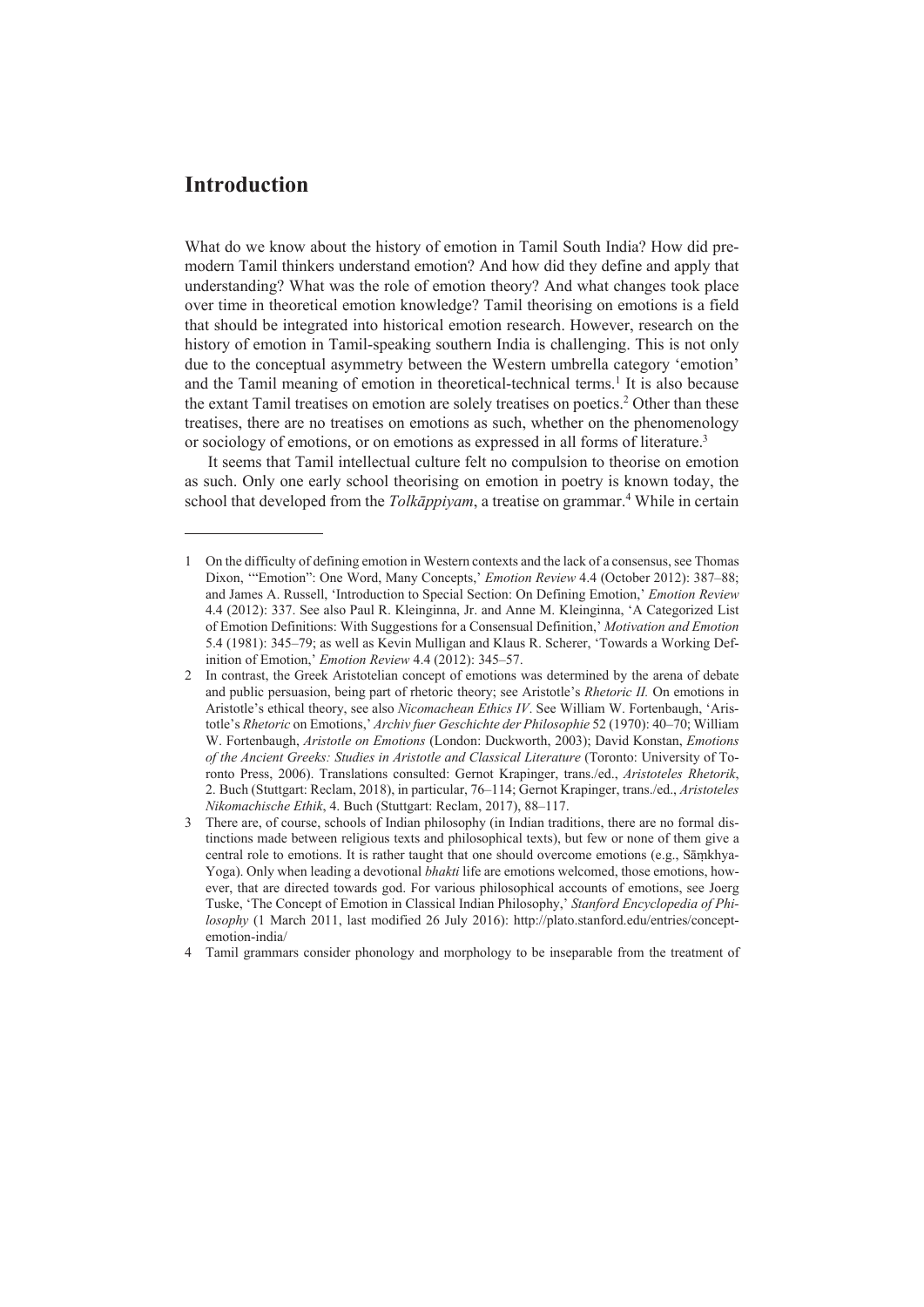# Introduction

What do we know about the history of emotion in Tamil South India? How did pre-modern Tamil thinkers understand emotion? And how did they define and apply that understanding? What was the role of emotion theory? And what changes took place over time in theoretical emotion knowledge? Tamil theorising on emotions is a field that should be integrated into historical emotion research. However, research on the history of emotion in Tamil-speaking southern India is challenging. This is not only due to the conceptual asymmetry between the Western umbrella category 'emotion' and the Tamil meaning of emotion in theoretical-technical terms.[1] It is also because the extant Tamil treatises on emotion are solely treatises on poetics.[2] Other than these treatises, there are no treatises on emotions as such, whether on the phenomenology or sociology of emotions, or on emotions as expressed in all forms of literature.[3]

It seems that Tamil intellectual culture felt no compulsion to theorise on emotion as such. Only one early school theorising on emotion in poetry is known today, the school that developed from the *Tolkāppiyam*, a treatise on grammar.[4] While in certain

---

1 On the difficulty of defining emotion in Western contexts and the lack of a consensus, see Thomas Dixon, '"Emotion": One Word, Many Concepts,' *Emotion Review* 4.4 (October 2012): 387–88; and James A. Russell, 'Introduction to Special Section: On Defining Emotion,' *Emotion Review* 4.4 (2012): 337. See also Paul R. Kleinginna, Jr. and Anne M. Kleinginna, 'A Categorized List of Emotion Definitions: With Suggestions for a Consensual Definition,' *Motivation and Emotion* 5.4 (1981): 345–79; as well as Kevin Mulligan and Klaus R. Scherer, 'Towards a Working Definition of Emotion,' *Emotion Review* 4.4 (2012): 345–57.

2 In contrast, the Greek Aristotelian concept of emotions was determined by the arena of debate and public persuasion, being part of rhetoric theory; see Aristotle's *Rhetoric II.* On emotions in Aristotle's ethical theory, see also *Nicomachean Ethics IV*. See William W. Fortenbaugh, 'Aristotle's *Rhetoric* on Emotions,' *Archiv fuer Geschichte der Philosophie* 52 (1970): 40–70; William W. Fortenbaugh, *Aristotle on Emotions* (London: Duckworth, 2003); David Konstan, *Emotions of the Ancient Greeks: Studies in Aristotle and Classical Literature* (Toronto: University of Toronto Press, 2006). Translations consulted: Gernot Krapinger, trans./ed., *Aristoteles Rhetorik*, 2. Buch (Stuttgart: Reclam, 2018), in particular, 76–114; Gernot Krapinger, trans./ed., *Aristoteles Nikomachische Ethik*, 4. Buch (Stuttgart: Reclam, 2017), 88–117.

3 There are, of course, schools of Indian philosophy (in Indian traditions, there are no formal distinctions made between religious texts and philosophical texts), but few or none of them give a central role to emotions. It is rather taught that one should overcome emotions (e.g., Sāṃkhya-Yoga). Only when leading a devotional *bhakti* life are emotions welcomed, those emotions, however, that are directed towards god. For various philosophical accounts of emotions, see Joerg Tuske, 'The Concept of Emotion in Classical Indian Philosophy,' *Stanford Encyclopedia of Philosophy* (1 March 2011, last modified 26 July 2016): http://plato.stanford.edu/entries/concept-emotion-india/

4 Tamil grammars consider phonology and morphology to be inseparable from the treatment of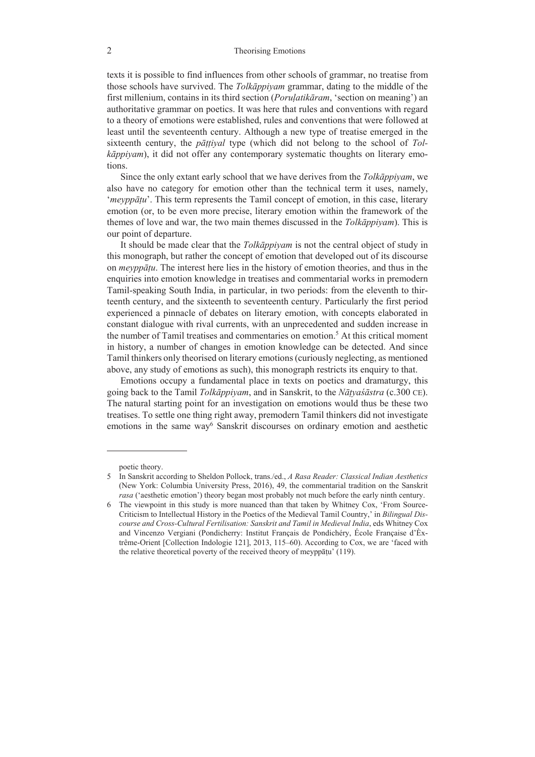texts it is possible to find influences from other schools of grammar, no treatise from those schools have survived. The *Tolkāppiyam* grammar, dating to the middle of the first millenium, contains in its third section (*Poruḷatikāram*, 'section on meaning') an authoritative grammar on poetics. It was here that rules and conventions with regard to a theory of emotions were established, rules and conventions that were followed at least until the seventeenth century. Although a new type of treatise emerged in the sixteenth century, the *pāṭṭiyal* type (which did not belong to the school of *Tolkāppiyam*), it did not offer any contemporary systematic thoughts on literary emotions.

Since the only extant early school that we have derives from the *Tolkāppiyam*, we also have no category for emotion other than the technical term it uses, namely, '*meyppāṭu*'. This term represents the Tamil concept of emotion, in this case, literary emotion (or, to be even more precise, literary emotion within the framework of the themes of love and war, the two main themes discussed in the *Tolkāppiyam*). This is our point of departure.

It should be made clear that the *Tolkāppiyam* is not the central object of study in this monograph, but rather the concept of emotion that developed out of its discourse on *meyppāṭu*. The interest here lies in the history of emotion theories, and thus in the enquiries into emotion knowledge in treatises and commentarial works in premodern Tamil-speaking South India, in particular, in two periods: from the eleventh to thirteenth century, and the sixteenth to seventeenth century. Particularly the first period experienced a pinnacle of debates on literary emotion, with concepts elaborated in constant dialogue with rival currents, with an unprecedented and sudden increase in the number of Tamil treatises and commentaries on emotion.[5] At this critical moment in history, a number of changes in emotion knowledge can be detected. And since Tamil thinkers only theorised on literary emotions (curiously neglecting, as mentioned above, any study of emotions as such), this monograph restricts its enquiry to that.

Emotions occupy a fundamental place in texts on poetics and dramaturgy, this going back to the Tamil *Tolkāppiyam*, and in Sanskrit, to the *Nāṭyaśāstra* (c.300 CE). The natural starting point for an investigation on emotions would thus be these two treatises. To settle one thing right away, premodern Tamil thinkers did not investigate emotions in the same way[6] Sanskrit discourses on ordinary emotion and aesthetic

---

poetic theory.

5 In Sanskrit according to Sheldon Pollock, trans./ed., *A Rasa Reader: Classical Indian Aesthetics* (New York: Columbia University Press, 2016), 49, the commentarial tradition on the Sanskrit *rasa* ('aesthetic emotion') theory began most probably not much before the early ninth century.

6 The viewpoint in this study is more nuanced than that taken by Whitney Cox, 'From Source-Criticism to Intellectual History in the Poetics of the Medieval Tamil Country,' in *Bilingual Discourse and Cross-Cultural Fertilisation: Sanskrit and Tamil in Medieval India*, eds Whitney Cox and Vincenzo Vergiani (Pondicherry: Institut Français de Pondichéry, École Française d'Èxtrême-Orient [Collection Indologie 121], 2013, 115–60). According to Cox, we are 'faced with the relative theoretical poverty of the received theory of meyppāṭu' (119).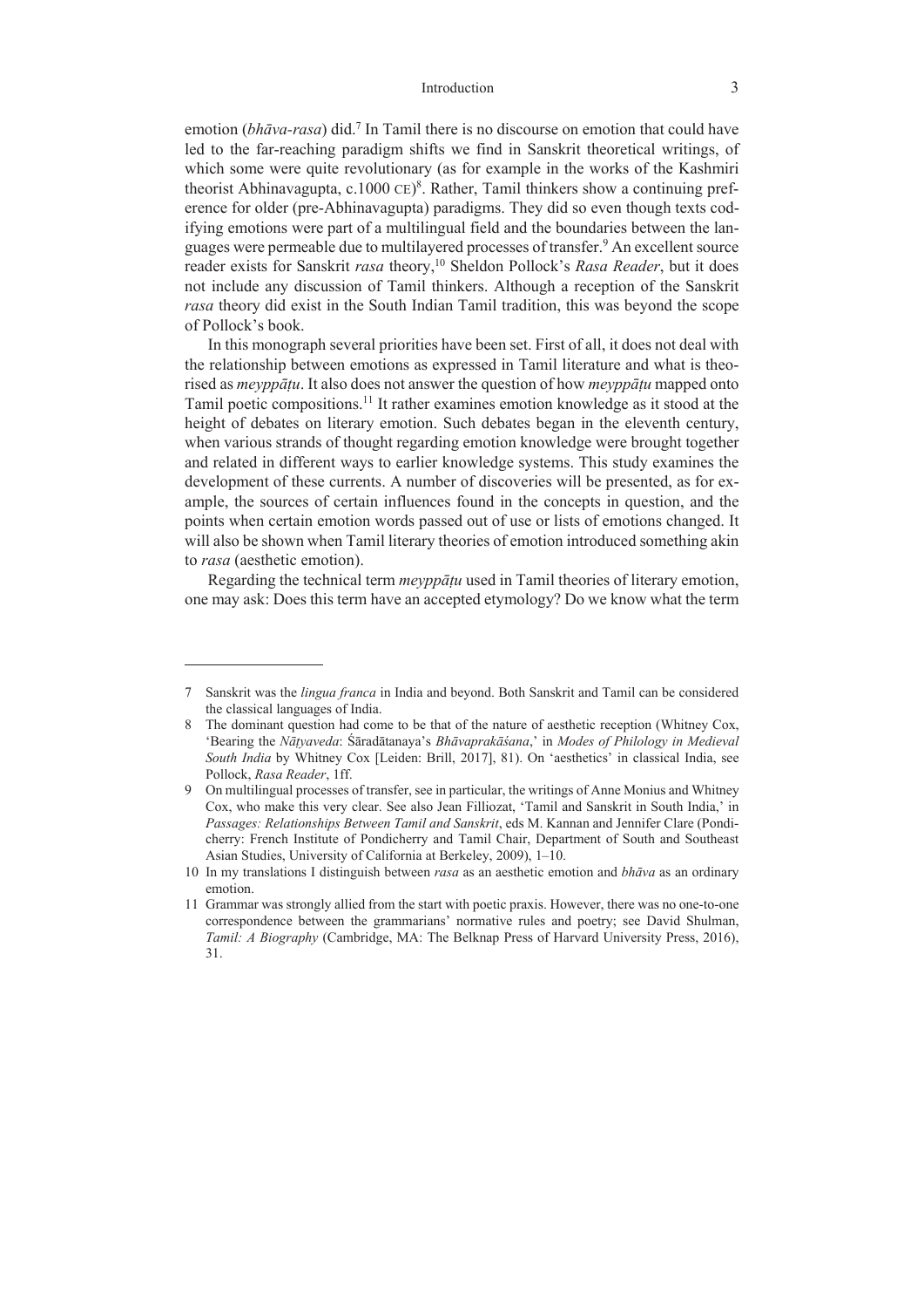emotion (*bhāva-rasa*) did.[7] In Tamil there is no discourse on emotion that could have led to the far-reaching paradigm shifts we find in Sanskrit theoretical writings, of which some were quite revolutionary (as for example in the works of the Kashmiri theorist Abhinavagupta, c.1000 CE)[8]. Rather, Tamil thinkers show a continuing preference for older (pre-Abhinavagupta) paradigms. They did so even though texts codifying emotions were part of a multilingual field and the boundaries between the languages were permeable due to multilayered processes of transfer.[9] An excellent source reader exists for Sanskrit *rasa* theory,[10] Sheldon Pollock's *Rasa Reader*, but it does not include any discussion of Tamil thinkers. Although a reception of the Sanskrit *rasa* theory did exist in the South Indian Tamil tradition, this was beyond the scope of Pollock's book.

In this monograph several priorities have been set. First of all, it does not deal with the relationship between emotions as expressed in Tamil literature and what is theorised as *meyppāṭu*. It also does not answer the question of how *meyppāṭu* mapped onto Tamil poetic compositions.[11] It rather examines emotion knowledge as it stood at the height of debates on literary emotion. Such debates began in the eleventh century, when various strands of thought regarding emotion knowledge were brought together and related in different ways to earlier knowledge systems. This study examines the development of these currents. A number of discoveries will be presented, as for example, the sources of certain influences found in the concepts in question, and the points when certain emotion words passed out of use or lists of emotions changed. It will also be shown when Tamil literary theories of emotion introduced something akin to *rasa* (aesthetic emotion).

Regarding the technical term *meyppāṭu* used in Tamil theories of literary emotion, one may ask: Does this term have an accepted etymology? Do we know what the term

---

7 Sanskrit was the *lingua franca* in India and beyond. Both Sanskrit and Tamil can be considered the classical languages of India.

8 The dominant question had come to be that of the nature of aesthetic reception (Whitney Cox, 'Bearing the *Nāṭyaveda*: Śāradātanaya's *Bhāvaprakāśana*,' in *Modes of Philology in Medieval South India* by Whitney Cox [Leiden: Brill, 2017], 81). On 'aesthetics' in classical India, see Pollock, *Rasa Reader*, 1ff.

9 On multilingual processes of transfer, see in particular, the writings of Anne Monius and Whitney Cox, who make this very clear. See also Jean Filliozat, 'Tamil and Sanskrit in South India,' in *Passages: Relationships Between Tamil and Sanskrit*, eds M. Kannan and Jennifer Clare (Pondicherry: French Institute of Pondicherry and Tamil Chair, Department of South and Southeast Asian Studies, University of California at Berkeley, 2009), 1–10.

10 In my translations I distinguish between *rasa* as an aesthetic emotion and *bhāva* as an ordinary emotion.

11 Grammar was strongly allied from the start with poetic praxis. However, there was no one-to-one correspondence between the grammarians' normative rules and poetry; see David Shulman, *Tamil: A Biography* (Cambridge, MA: The Belknap Press of Harvard University Press, 2016), 31.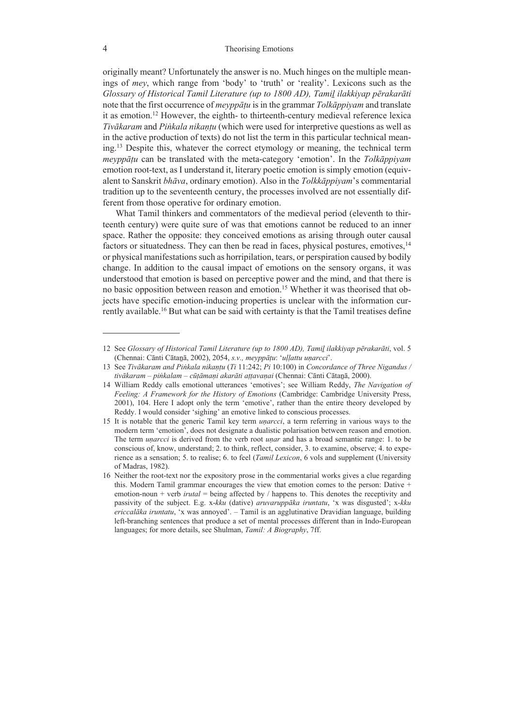originally meant? Unfortunately the answer is no. Much hinges on the multiple meanings of *mey*, which range from 'body' to 'truth' or 'reality'. Lexicons such as the *Glossary of Historical Tamil Literature (up to 1800 AD), Tamiḻ ilakkiyap pērakarāti* note that the first occurrence of *meyppāṭu* is in the grammar *Tolkāppiyam* and translate it as emotion.[12] However, the eighth- to thirteenth-century medieval reference lexica *Tivākaram* and *Piṅkala nikaṇṭu* (which were used for interpretive questions as well as in the active production of texts) do not list the term in this particular technical meaning.[13] Despite this, whatever the correct etymology or meaning, the technical term *meyppāṭu* can be translated with the meta-category 'emotion'. In the *Tolkāppiyam* emotion root-text, as I understand it, literary poetic emotion is simply emotion (equivalent to Sanskrit *bhāva*, ordinary emotion). Also in the *Tolkkāppiyam*'s commentarial tradition up to the seventeenth century, the processes involved are not essentially different from those operative for ordinary emotion.

What Tamil thinkers and commentators of the medieval period (eleventh to thirteenth century) were quite sure of was that emotions cannot be reduced to an inner space. Rather the opposite: they conceived emotions as arising through outer causal factors or situatedness. They can then be read in faces, physical postures, emotives,[14] or physical manifestations such as horripilation, tears, or perspiration caused by bodily change. In addition to the causal impact of emotions on the sensory organs, it was understood that emotion is based on perceptive power and the mind, and that there is no basic opposition between reason and emotion.[15] Whether it was theorised that objects have specific emotion-inducing properties is unclear with the information currently available.[16] But what can be said with certainty is that the Tamil treatises define

---

12 See *Glossary of Historical Tamil Literature (up to 1800 AD), Tamiḻ ilakkiyap pērakarāti*, vol. 5 (Chennai: Cānti Cātaṉā, 2002), 2054, *s.v., meyppāṭu*: '*uḷḷattu uṇarcci*'.

13 See *Tivākaram and Piṅkala nikaṇṭu* (*Ti* 11:242; *Pi* 10:100) in *Concordance of Three Nigandus / tivākaram – piṅkalam – cūṭāmaṇi akarāti aṭṭavaṇai* (Chennai: Cānti Cātaṉā, 2000).

14 William Reddy calls emotional utterances 'emotives'; see William Reddy, *The Navigation of Feeling: A Framework for the History of Emotions* (Cambridge: Cambridge University Press, 2001), 104. Here I adopt only the term 'emotive', rather than the entire theory developed by Reddy. I would consider 'sighing' an emotive linked to conscious processes.

15 It is notable that the generic Tamil key term *uṇarcci*, a term referring in various ways to the modern term 'emotion', does not designate a dualistic polarisation between reason and emotion. The term *uṇarcci* is derived from the verb root *uṇar* and has a broad semantic range: 1. to be conscious of, know, understand; 2. to think, reflect, consider, 3. to examine, observe; 4. to experience as a sensation; 5. to realise; 6. to feel (*Tamil Lexicon*, 6 vols and supplement (University of Madras, 1982).

16 Neither the root-text nor the expository prose in the commentarial works gives a clue regarding this. Modern Tamil grammar encourages the view that emotion comes to the person: Dative + emotion-noun + verb *irutal* = being affected by / happens to. This denotes the receptivity and passivity of the subject. E.g. x-*kku* (dative) *aruvaruppāka iruntatu*, 'x was disgusted'; x-*kku ericcalāka iruntatu*, 'x was annoyed'. – Tamil is an agglutinative Dravidian language, building left-branching sentences that produce a set of mental processes different than in Indo-European languages; for more details, see Shulman, *Tamil: A Biography*, 7ff.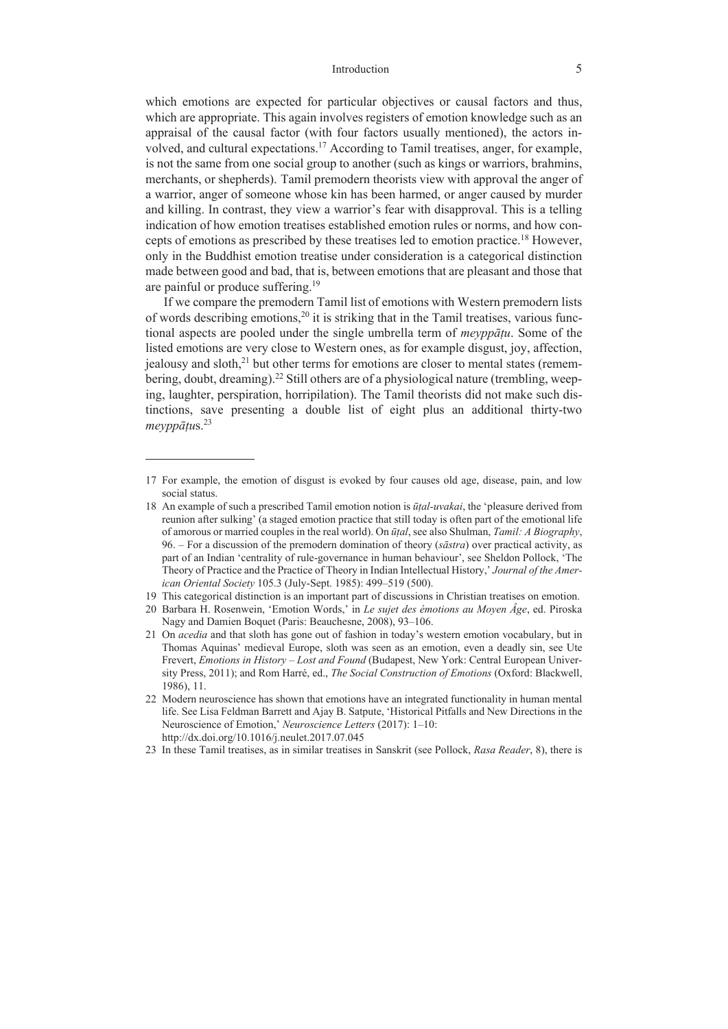which emotions are expected for particular objectives or causal factors and thus, which are appropriate. This again involves registers of emotion knowledge such as an appraisal of the causal factor (with four factors usually mentioned), the actors involved, and cultural expectations.[17] According to Tamil treatises, anger, for example, is not the same from one social group to another (such as kings or warriors, brahmins, merchants, or shepherds). Tamil premodern theorists view with approval the anger of a warrior, anger of someone whose kin has been harmed, or anger caused by murder and killing. In contrast, they view a warrior's fear with disapproval. This is a telling indication of how emotion treatises established emotion rules or norms, and how concepts of emotions as prescribed by these treatises led to emotion practice.[18] However, only in the Buddhist emotion treatise under consideration is a categorical distinction made between good and bad, that is, between emotions that are pleasant and those that are painful or produce suffering.[19]

If we compare the premodern Tamil list of emotions with Western premodern lists of words describing emotions,[20] it is striking that in the Tamil treatises, various functional aspects are pooled under the single umbrella term of *meyppāṭu*. Some of the listed emotions are very close to Western ones, as for example disgust, joy, affection, jealousy and sloth,[21] but other terms for emotions are closer to mental states (remembering, doubt, dreaming).[22] Still others are of a physiological nature (trembling, weeping, laughter, perspiration, horripilation). The Tamil theorists did not make such distinctions, save presenting a double list of eight plus an additional thirty-two *meyppāṭu*s.[23]

---

17 For example, the emotion of disgust is evoked by four causes old age, disease, pain, and low social status.

18 An example of such a prescribed Tamil emotion notion is *ūṭal-uvakai*, the 'pleasure derived from reunion after sulking' (a staged emotion practice that still today is often part of the emotional life of amorous or married couples in the real world). On *ūṭal*, see also Shulman, *Tamil: A Biography*, 96. – For a discussion of the premodern domination of theory (*sāstra*) over practical activity, as part of an Indian 'centrality of rule-governance in human behaviour', see Sheldon Pollock, 'The Theory of Practice and the Practice of Theory in Indian Intellectual History,' *Journal of the American Oriental Society* 105.3 (July-Sept. 1985): 499–519 (500).

19 This categorical distinction is an important part of discussions in Christian treatises on emotion.

20 Barbara H. Rosenwein, 'Emotion Words,' in *Le sujet des émotions au Moyen Âge*, ed. Piroska Nagy and Damien Boquet (Paris: Beauchesne, 2008), 93–106.

21 On *acedia* and that sloth has gone out of fashion in today's western emotion vocabulary, but in Thomas Aquinas' medieval Europe, sloth was seen as an emotion, even a deadly sin, see Ute Frevert, *Emotions in History – Lost and Found* (Budapest, New York: Central European University Press, 2011); and Rom Harré, ed., *The Social Construction of Emotions* (Oxford: Blackwell, 1986), 11.

22 Modern neuroscience has shown that emotions have an integrated functionality in human mental life. See Lisa Feldman Barrett and Ajay B. Satpute, 'Historical Pitfalls and New Directions in the Neuroscience of Emotion,' *Neuroscience Letters* (2017): 1–10: http://dx.doi.org/10.1016/j.neulet.2017.07.045

23 In these Tamil treatises, as in similar treatises in Sanskrit (see Pollock, *Rasa Reader*, 8), there is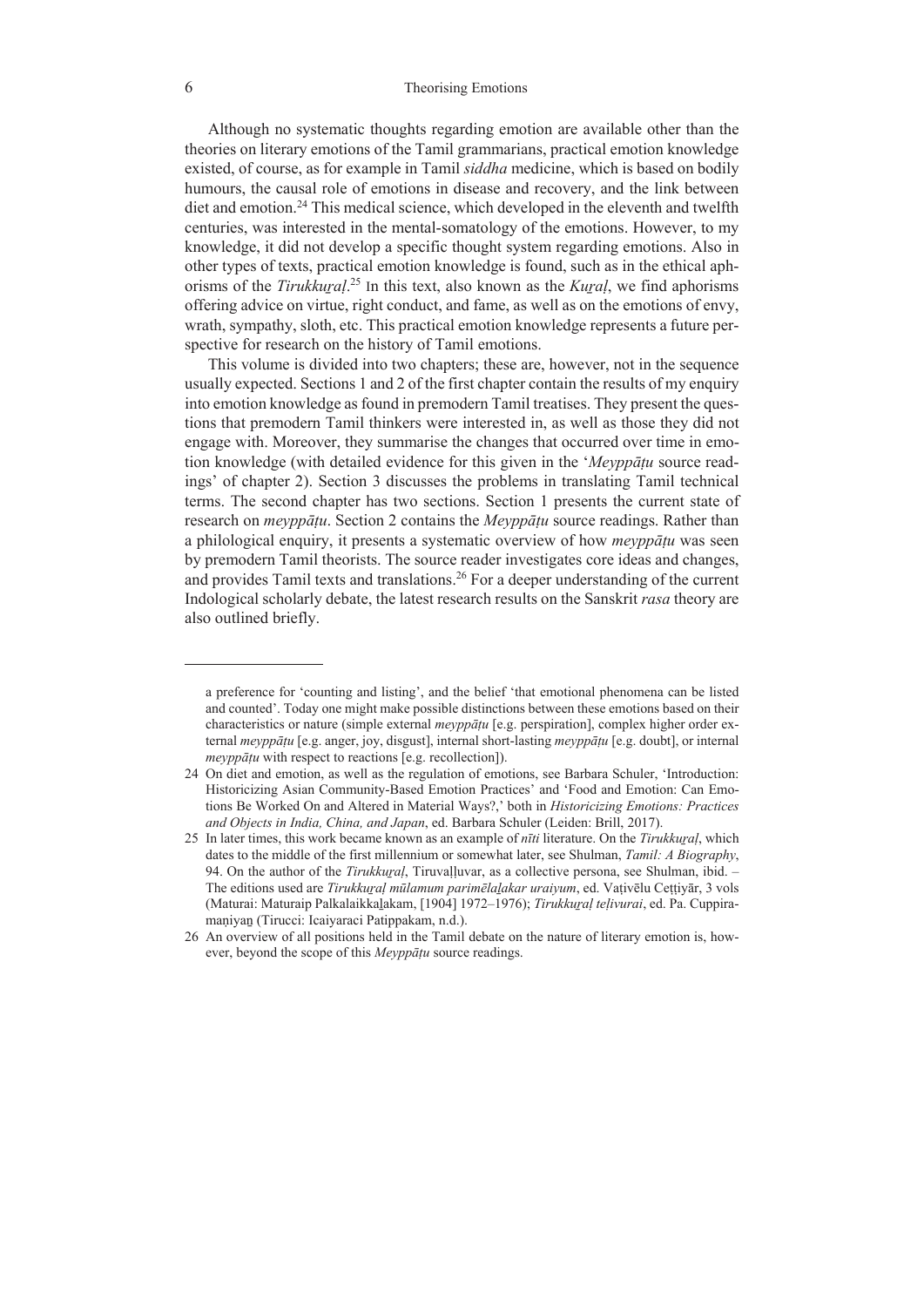Although no systematic thoughts regarding emotion are available other than the theories on literary emotions of the Tamil grammarians, practical emotion knowledge existed, of course, as for example in Tamil *siddha* medicine, which is based on bodily humours, the causal role of emotions in disease and recovery, and the link between diet and emotion.[24] This medical science, which developed in the eleventh and twelfth centuries, was interested in the mental-somatology of the emotions. However, to my knowledge, it did not develop a specific thought system regarding emotions. Also in other types of texts, practical emotion knowledge is found, such as in the ethical aphorisms of the *Tirukkuṟaḷ*.[25] In this text, also known as the *Kuṟaḷ*, we find aphorisms offering advice on virtue, right conduct, and fame, as well as on the emotions of envy, wrath, sympathy, sloth, etc. This practical emotion knowledge represents a future perspective for research on the history of Tamil emotions.

This volume is divided into two chapters; these are, however, not in the sequence usually expected. Sections 1 and 2 of the first chapter contain the results of my enquiry into emotion knowledge as found in premodern Tamil treatises. They present the questions that premodern Tamil thinkers were interested in, as well as those they did not engage with. Moreover, they summarise the changes that occurred over time in emotion knowledge (with detailed evidence for this given in the '*Meyppāṭu* source readings' of chapter 2). Section 3 discusses the problems in translating Tamil technical terms. The second chapter has two sections. Section 1 presents the current state of research on *meyppāṭu*. Section 2 contains the *Meyppāṭu* source readings. Rather than a philological enquiry, it presents a systematic overview of how *meyppāṭu* was seen by premodern Tamil theorists. The source reader investigates core ideas and changes, and provides Tamil texts and translations.[26] For a deeper understanding of the current Indological scholarly debate, the latest research results on the Sanskrit *rasa* theory are also outlined briefly.

---

a preference for 'counting and listing', and the belief 'that emotional phenomena can be listed and counted'. Today one might make possible distinctions between these emotions based on their characteristics or nature (simple external *meyppāṭu* [e.g. perspiration], complex higher order external *meyppāṭu* [e.g. anger, joy, disgust], internal short-lasting *meyppāṭu* [e.g. doubt], or internal *meyppāṭu* with respect to reactions [e.g. recollection]).

24 On diet and emotion, as well as the regulation of emotions, see Barbara Schuler, 'Introduction: Historicizing Asian Community-Based Emotion Practices' and 'Food and Emotion: Can Emotions Be Worked On and Altered in Material Ways?,' both in *Historicizing Emotions: Practices and Objects in India, China, and Japan*, ed. Barbara Schuler (Leiden: Brill, 2017).

25 In later times, this work became known as an example of *nīti* literature. On the *Tirukkuṟaḷ*, which dates to the middle of the first millennium or somewhat later, see Shulman, *Tamil: A Biography*, 94. On the author of the *Tirukkuṟaḷ*, Tiruvaḷḷuvar, as a collective persona, see Shulman, ibid. – The editions used are *Tirukkuṟaḷ mūlamum parimēlaḻakar uraiyum*, ed. Vaṭivēlu Ceṭṭiyār, 3 vols (Maturai: Maturaip Palkalaikkaḻakam, [1904] 1972–1976); *Tirukkuṟaḷ teḷivurai*, ed. Pa. Cuppiramaṇiyaṉ (Tirucci: Icaiyaraci Patippakam, n.d.).

26 An overview of all positions held in the Tamil debate on the nature of literary emotion is, however, beyond the scope of this *Meyppāṭu* source readings.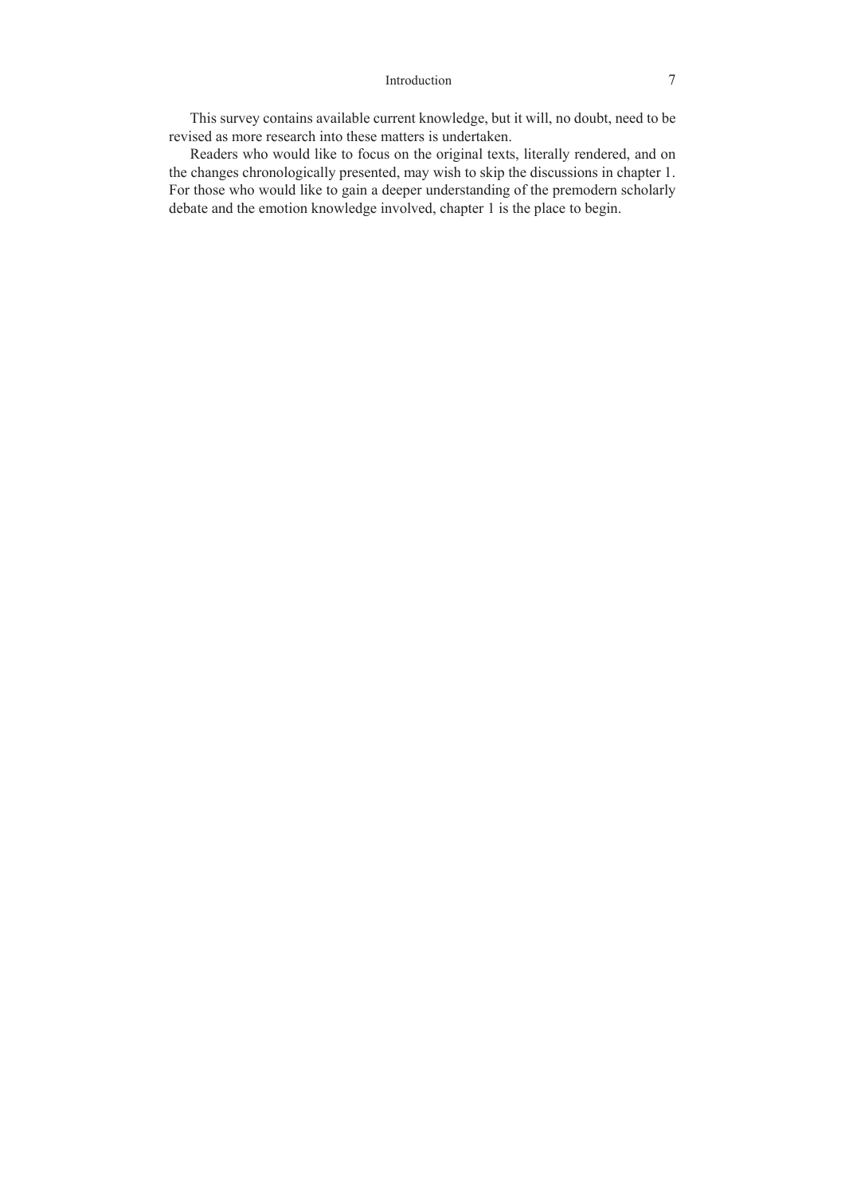This survey contains available current knowledge, but it will, no doubt, need to be revised as more research into these matters is undertaken.

Readers who would like to focus on the original texts, literally rendered, and on the changes chronologically presented, may wish to skip the discussions in chapter 1. For those who would like to gain a deeper understanding of the premodern scholarly debate and the emotion knowledge involved, chapter 1 is the place to begin.